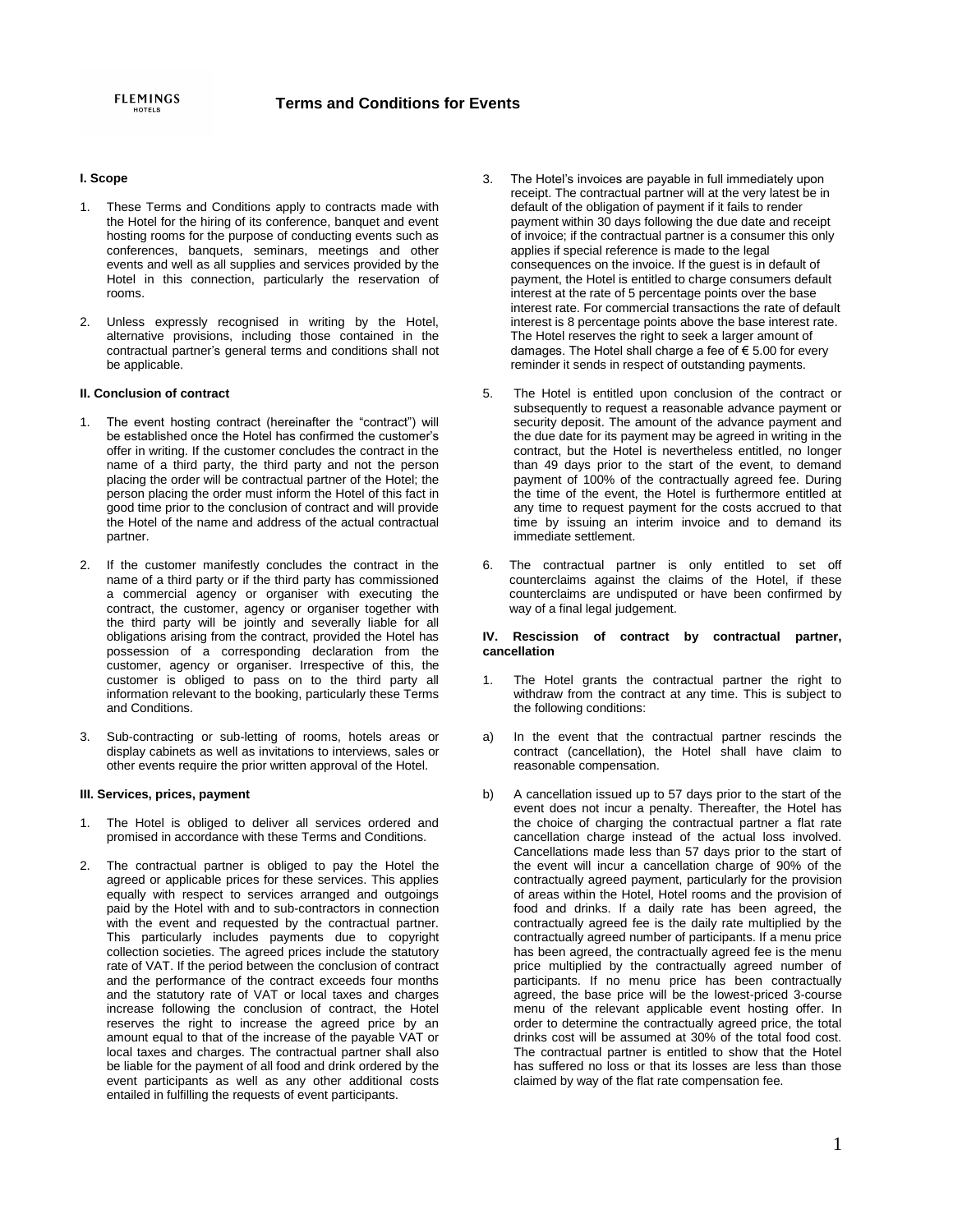FLEMINGS HOTELS

# Terms and Conditions for Events

**I. Scope**

1. These Terms and Conditions apply to contracts made with the Hotel for the hiring of its conference, banquet and event hosting rooms for the purpose of conducting events such as conferences, banquets, seminars, meetings and other events and well as all supplies and services provided by the Hotel in this connection, particularly the reservation of rooms.

2. Unless expressly recognised in writing by the Hotel, alternative provisions, including those contained in the contractual partner's general terms and conditions shall not be applicable.

**II. Conclusion of contract**

1. The event hosting contract (hereinafter the "contract") will be established once the Hotel has confirmed the customer's offer in writing. If the customer concludes the contract in the name of a third party, the third party and not the person placing the order will be contractual partner of the Hotel; the person placing the order must inform the Hotel of this fact in good time prior to the conclusion of contract and will provide the Hotel of the name and address of the actual contractual partner.

2. If the customer manifestly concludes the contract in the name of a third party or if the third party has commissioned a commercial agency or organiser with executing the contract, the customer, agency or organiser together with the third party will be jointly and severally liable for all obligations arising from the contract, provided the Hotel has possession of a corresponding declaration from the customer, agency or organiser. Irrespective of this, the customer is obliged to pass on to the third party all information relevant to the booking, particularly these Terms and Conditions.

3. Sub-contracting or sub-letting of rooms, hotels areas or display cabinets as well as invitations to interviews, sales or other events require the prior written approval of the Hotel.

**III. Services, prices, payment**

1. The Hotel is obliged to deliver all services ordered and promised in accordance with these Terms and Conditions.

2. The contractual partner is obliged to pay the Hotel the agreed or applicable prices for these services. This applies equally with respect to services arranged and outgoings paid by the Hotel with and to sub-contractors in connection with the event and requested by the contractual partner. This particularly includes payments due to copyright collection societies. The agreed prices include the statutory rate of VAT. If the period between the conclusion of contract and the performance of the contract exceeds four months and the statutory rate of VAT or local taxes and charges increase following the conclusion of contract, the Hotel reserves the right to increase the agreed price by an amount equal to that of the increase of the payable VAT or local taxes and charges. The contractual partner shall also be liable for the payment of all food and drink ordered by the event participants as well as any other additional costs entailed in fulfilling the requests of event participants.

3. The Hotel's invoices are payable in full immediately upon receipt. The contractual partner will at the very latest be in default of the obligation of payment if it fails to render payment within 30 days following the due date and receipt of invoice; if the contractual partner is a consumer this only applies if special reference is made to the legal consequences on the invoice. If the guest is in default of payment, the Hotel is entitled to charge consumers default interest at the rate of 5 percentage points over the base interest rate. For commercial transactions the rate of default interest is 8 percentage points above the base interest rate. The Hotel reserves the right to seek a larger amount of damages. The Hotel shall charge a fee of € 5.00 for every reminder it sends in respect of outstanding payments.

5. The Hotel is entitled upon conclusion of the contract or subsequently to request a reasonable advance payment or security deposit. The amount of the advance payment and the due date for its payment may be agreed in writing in the contract, but the Hotel is nevertheless entitled, no longer than 49 days prior to the start of the event, to demand payment of 100% of the contractually agreed fee. During the time of the event, the Hotel is furthermore entitled at any time to request payment for the costs accrued to that time by issuing an interim invoice and to demand its immediate settlement.

6. The contractual partner is only entitled to set off counterclaims against the claims of the Hotel, if these counterclaims are undisputed or have been confirmed by way of a final legal judgement.

**IV. Rescission of contract by contractual partner, cancellation**

1. The Hotel grants the contractual partner the right to withdraw from the contract at any time. This is subject to the following conditions:

a) In the event that the contractual partner rescinds the contract (cancellation), the Hotel shall have claim to reasonable compensation.

b) A cancellation issued up to 57 days prior to the start of the event does not incur a penalty. Thereafter, the Hotel has the choice of charging the contractual partner a flat rate cancellation charge instead of the actual loss involved. Cancellations made less than 57 days prior to the start of the event will incur a cancellation charge of 90% of the contractually agreed payment, particularly for the provision of areas within the Hotel, Hotel rooms and the provision of food and drinks. If a daily rate has been agreed, the contractually agreed fee is the daily rate multiplied by the contractually agreed number of participants. If a menu price has been agreed, the contractually agreed fee is the menu price multiplied by the contractually agreed number of participants. If no menu price has been contractually agreed, the base price will be the lowest-priced 3-course menu of the relevant applicable event hosting offer. In order to determine the contractually agreed price, the total drinks cost will be assumed at 30% of the total food cost. The contractual partner is entitled to show that the Hotel has suffered no loss or that its losses are less than those claimed by way of the flat rate compensation fee.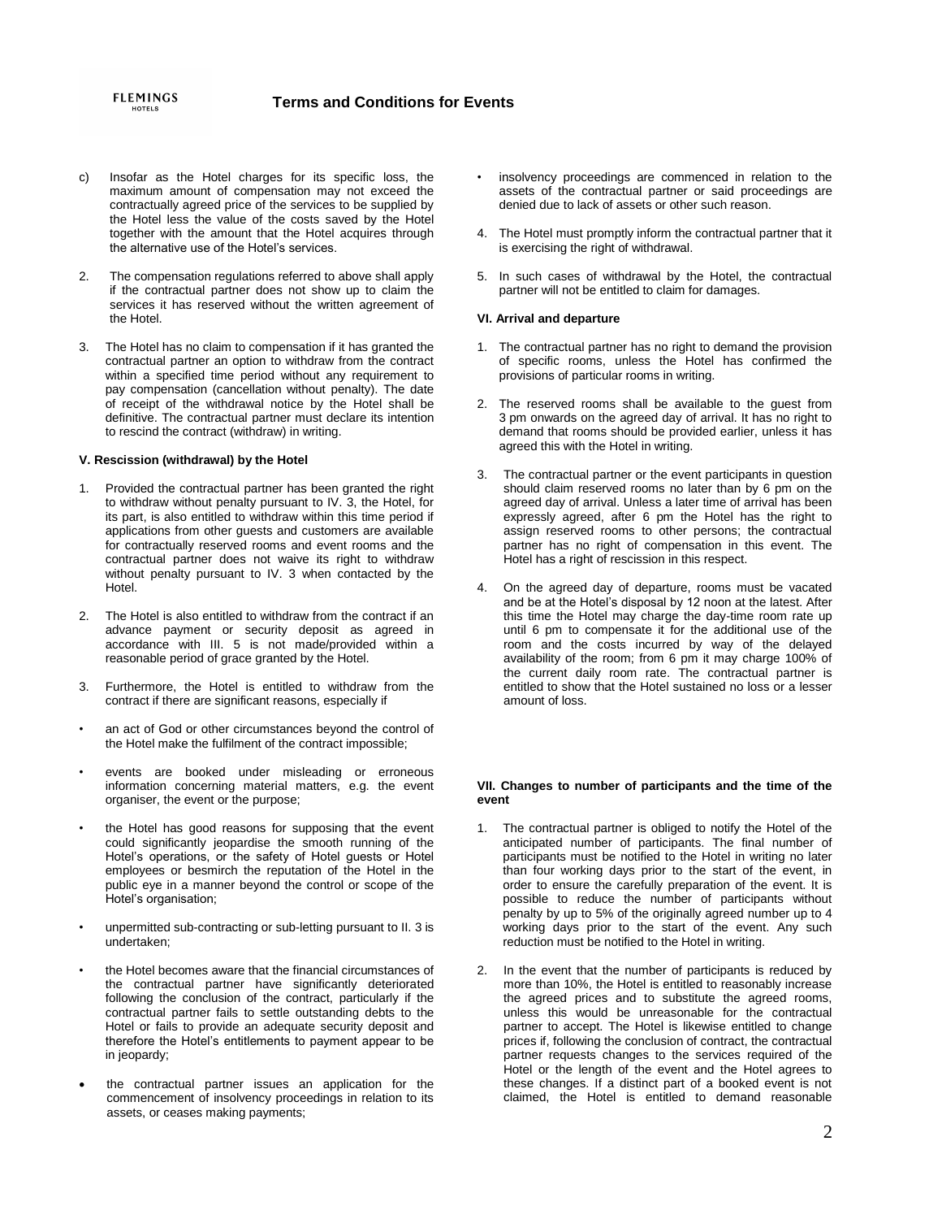c) Insofar as the Hotel charges for its specific loss, the maximum amount of compensation may not exceed the contractually agreed price of the services to be supplied by the Hotel less the value of the costs saved by the Hotel together with the amount that the Hotel acquires through the alternative use of the Hotel's services.

2. The compensation regulations referred to above shall apply if the contractual partner does not show up to claim the services it has reserved without the written agreement of the Hotel.

3. The Hotel has no claim to compensation if it has granted the contractual partner an option to withdraw from the contract within a specified time period without any requirement to pay compensation (cancellation without penalty). The date of receipt of the withdrawal notice by the Hotel shall be definitive. The contractual partner must declare its intention to rescind the contract (withdraw) in writing.

**V. Rescission (withdrawal) by the Hotel**

1. Provided the contractual partner has been granted the right to withdraw without penalty pursuant to IV. 3, the Hotel, for its part, is also entitled to withdraw within this time period if applications from other guests and customers are available for contractually reserved rooms and event rooms and the contractual partner does not waive its right to withdraw without penalty pursuant to IV. 3 when contacted by the Hotel.

2. The Hotel is also entitled to withdraw from the contract if an advance payment or security deposit as agreed in accordance with III. 5 is not made/provided within a reasonable period of grace granted by the Hotel.

3. Furthermore, the Hotel is entitled to withdraw from the contract if there are significant reasons, especially if

- an act of God or other circumstances beyond the control of the Hotel make the fulfilment of the contract impossible;
- events are booked under misleading or erroneous information concerning material matters, e.g. the event organiser, the event or the purpose;
- the Hotel has good reasons for supposing that the event could significantly jeopardise the smooth running of the Hotel's operations, or the safety of Hotel guests or Hotel employees or besmirch the reputation of the Hotel in the public eye in a manner beyond the control or scope of the Hotel's organisation;
- unpermitted sub-contracting or sub-letting pursuant to II. 3 is undertaken;
- the Hotel becomes aware that the financial circumstances of the contractual partner have significantly deteriorated following the conclusion of the contract, particularly if the contractual partner fails to settle outstanding debts to the Hotel or fails to provide an adequate security deposit and therefore the Hotel's entitlements to payment appear to be in jeopardy;
- the contractual partner issues an application for the commencement of insolvency proceedings in relation to its assets, or ceases making payments;
- insolvency proceedings are commenced in relation to the assets of the contractual partner or said proceedings are denied due to lack of assets or other such reason.

4. The Hotel must promptly inform the contractual partner that it is exercising the right of withdrawal.

5. In such cases of withdrawal by the Hotel, the contractual partner will not be entitled to claim for damages.

**VI. Arrival and departure**

1. The contractual partner has no right to demand the provision of specific rooms, unless the Hotel has confirmed the provisions of particular rooms in writing.

2. The reserved rooms shall be available to the guest from 3 pm onwards on the agreed day of arrival. It has no right to demand that rooms should be provided earlier, unless it has agreed this with the Hotel in writing.

3. The contractual partner or the event participants in question should claim reserved rooms no later than by 6 pm on the agreed day of arrival. Unless a later time of arrival has been expressly agreed, after 6 pm the Hotel has the right to assign reserved rooms to other persons; the contractual partner has no right of compensation in this event. The Hotel has a right of rescission in this respect.

4. On the agreed day of departure, rooms must be vacated and be at the Hotel's disposal by 12 noon at the latest. After this time the Hotel may charge the day-time room rate up until 6 pm to compensate it for the additional use of the room and the costs incurred by way of the delayed availability of the room; from 6 pm it may charge 100% of the current daily room rate. The contractual partner is entitled to show that the Hotel sustained no loss or a lesser amount of loss.

**VII. Changes to number of participants and the time of the event**

1. The contractual partner is obliged to notify the Hotel of the anticipated number of participants. The final number of participants must be notified to the Hotel in writing no later than four working days prior to the start of the event, in order to ensure the carefully preparation of the event. It is possible to reduce the number of participants without penalty by up to 5% of the originally agreed number up to 4 working days prior to the start of the event. Any such reduction must be notified to the Hotel in writing.

2. In the event that the number of participants is reduced by more than 10%, the Hotel is entitled to reasonably increase the agreed prices and to substitute the agreed rooms, unless this would be unreasonable for the contractual partner to accept. The Hotel is likewise entitled to change prices if, following the conclusion of contract, the contractual partner requests changes to the services required of the Hotel or the length of the event and the Hotel agrees to these changes. If a distinct part of a booked event is not claimed, the Hotel is entitled to demand reasonable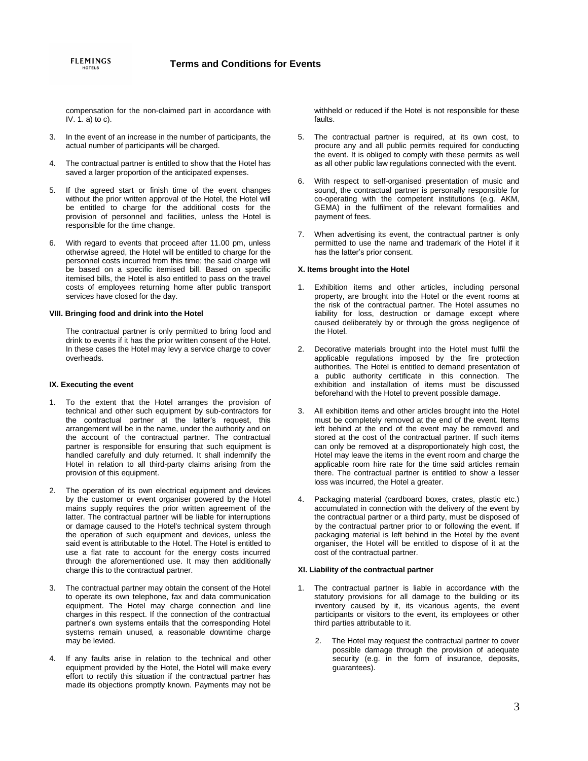compensation for the non-claimed part in accordance with IV. 1. a) to c).

3. In the event of an increase in the number of participants, the actual number of participants will be charged.

4. The contractual partner is entitled to show that the Hotel has saved a larger proportion of the anticipated expenses.

5. If the agreed start or finish time of the event changes without the prior written approval of the Hotel, the Hotel will be entitled to charge for the additional costs for the provision of personnel and facilities, unless the Hotel is responsible for the time change.

6. With regard to events that proceed after 11.00 pm, unless otherwise agreed, the Hotel will be entitled to charge for the personnel costs incurred from this time; the said charge will be based on a specific itemised bill. Based on specific itemised bills, the Hotel is also entitled to pass on the travel costs of employees returning home after public transport services have closed for the day.

**VIII. Bringing food and drink into the Hotel**

The contractual partner is only permitted to bring food and drink to events if it has the prior written consent of the Hotel. In these cases the Hotel may levy a service charge to cover overheads.

**IX. Executing the event**

1. To the extent that the Hotel arranges the provision of technical and other such equipment by sub-contractors for the contractual partner at the latter's request, this arrangement will be in the name, under the authority and on the account of the contractual partner. The contractual partner is responsible for ensuring that such equipment is handled carefully and duly returned. It shall indemnify the Hotel in relation to all third-party claims arising from the provision of this equipment.

2. The operation of its own electrical equipment and devices by the customer or event organiser powered by the Hotel mains supply requires the prior written agreement of the latter. The contractual partner will be liable for interruptions or damage caused to the Hotel's technical system through the operation of such equipment and devices, unless the said event is attributable to the Hotel. The Hotel is entitled to use a flat rate to account for the energy costs incurred through the aforementioned use. It may then additionally charge this to the contractual partner.

3. The contractual partner may obtain the consent of the Hotel to operate its own telephone, fax and data communication equipment. The Hotel may charge connection and line charges in this respect. If the connection of the contractual partner's own systems entails that the corresponding Hotel systems remain unused, a reasonable downtime charge may be levied.

4. If any faults arise in relation to the technical and other equipment provided by the Hotel, the Hotel will make every effort to rectify this situation if the contractual partner has made its objections promptly known. Payments may not be withheld or reduced if the Hotel is not responsible for these faults.

5. The contractual partner is required, at its own cost, to procure any and all public permits required for conducting the event. It is obliged to comply with these permits as well as all other public law regulations connected with the event.

6. With respect to self-organised presentation of music and sound, the contractual partner is personally responsible for co-operating with the competent institutions (e.g. AKM, GEMA) in the fulfilment of the relevant formalities and payment of fees.

7. When advertising its event, the contractual partner is only permitted to use the name and trademark of the Hotel if it has the latter's prior consent.

**X. Items brought into the Hotel**

1. Exhibition items and other articles, including personal property, are brought into the Hotel or the event rooms at the risk of the contractual partner. The Hotel assumes no liability for loss, destruction or damage except where caused deliberately by or through the gross negligence of the Hotel.

2. Decorative materials brought into the Hotel must fulfil the applicable regulations imposed by the fire protection authorities. The Hotel is entitled to demand presentation of a public authority certificate in this connection. The exhibition and installation of items must be discussed beforehand with the Hotel to prevent possible damage.

3. All exhibition items and other articles brought into the Hotel must be completely removed at the end of the event. Items left behind at the end of the event may be removed and stored at the cost of the contractual partner. If such items can only be removed at a disproportionately high cost, the Hotel may leave the items in the event room and charge the applicable room hire rate for the time said articles remain there. The contractual partner is entitled to show a lesser loss was incurred, the Hotel a greater.

4. Packaging material (cardboard boxes, crates, plastic etc.) accumulated in connection with the delivery of the event by the contractual partner or a third party, must be disposed of by the contractual partner prior to or following the event. If packaging material is left behind in the Hotel by the event organiser, the Hotel will be entitled to dispose of it at the cost of the contractual partner.

**XI. Liability of the contractual partner**

1. The contractual partner is liable in accordance with the statutory provisions for all damage to the building or its inventory caused by it, its vicarious agents, the event participants or visitors to the event, its employees or other third parties attributable to it.

2. The Hotel may request the contractual partner to cover possible damage through the provision of adequate security (e.g. in the form of insurance, deposits, guarantees).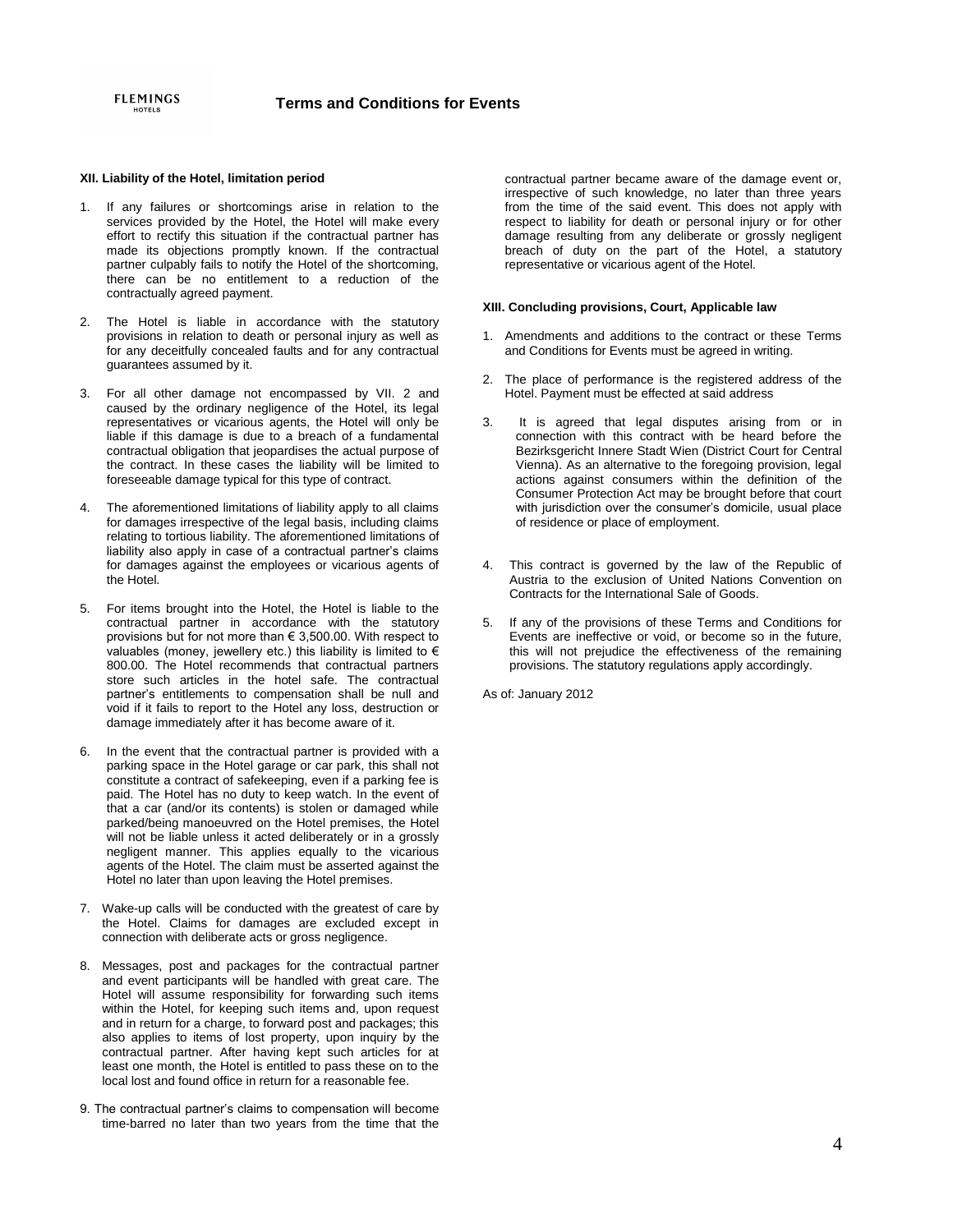## XII. Liability of the Hotel, limitation period

1. If any failures or shortcomings arise in relation to the services provided by the Hotel, the Hotel will make every effort to rectify this situation if the contractual partner has made its objections promptly known. If the contractual partner culpably fails to notify the Hotel of the shortcoming, there can be no entitlement to a reduction of the contractually agreed payment.

2. The Hotel is liable in accordance with the statutory provisions in relation to death or personal injury as well as for any deceitfully concealed faults and for any contractual guarantees assumed by it.

3. For all other damage not encompassed by VII. 2 and caused by the ordinary negligence of the Hotel, its legal representatives or vicarious agents, the Hotel will only be liable if this damage is due to a breach of a fundamental contractual obligation that jeopardises the actual purpose of the contract. In these cases the liability will be limited to foreseeable damage typical for this type of contract.

4. The aforementioned limitations of liability apply to all claims for damages irrespective of the legal basis, including claims relating to tortious liability. The aforementioned limitations of liability also apply in case of a contractual partner's claims for damages against the employees or vicarious agents of the Hotel.

5. For items brought into the Hotel, the Hotel is liable to the contractual partner in accordance with the statutory provisions but for not more than € 3,500.00. With respect to valuables (money, jewellery etc.) this liability is limited to € 800.00. The Hotel recommends that contractual partners store such articles in the hotel safe. The contractual partner's entitlements to compensation shall be null and void if it fails to report to the Hotel any loss, destruction or damage immediately after it has become aware of it.

6. In the event that the contractual partner is provided with a parking space in the Hotel garage or car park, this shall not constitute a contract of safekeeping, even if a parking fee is paid. The Hotel has no duty to keep watch. In the event of that a car (and/or its contents) is stolen or damaged while parked/being manoeuvred on the Hotel premises, the Hotel will not be liable unless it acted deliberately or in a grossly negligent manner. This applies equally to the vicarious agents of the Hotel. The claim must be asserted against the Hotel no later than upon leaving the Hotel premises.

7. Wake-up calls will be conducted with the greatest of care by the Hotel. Claims for damages are excluded except in connection with deliberate acts or gross negligence.

8. Messages, post and packages for the contractual partner and event participants will be handled with great care. The Hotel will assume responsibility for forwarding such items within the Hotel, for keeping such items and, upon request and in return for a charge, to forward post and packages; this also applies to items of lost property, upon inquiry by the contractual partner. After having kept such articles for at least one month, the Hotel is entitled to pass these on to the local lost and found office in return for a reasonable fee.

9. The contractual partner's claims to compensation will become time-barred no later than two years from the time that the contractual partner became aware of the damage event or, irrespective of such knowledge, no later than three years from the time of the said event. This does not apply with respect to liability for death or personal injury or for other damage resulting from any deliberate or grossly negligent breach of duty on the part of the Hotel, a statutory representative or vicarious agent of the Hotel.

## XIII. Concluding provisions, Court, Applicable law

1. Amendments and additions to the contract or these Terms and Conditions for Events must be agreed in writing.

2. The place of performance is the registered address of the Hotel. Payment must be effected at said address

3. It is agreed that legal disputes arising from or in connection with this contract with be heard before the Bezirksgericht Innere Stadt Wien (District Court for Central Vienna). As an alternative to the foregoing provision, legal actions against consumers within the definition of the Consumer Protection Act may be brought before that court with jurisdiction over the consumer's domicile, usual place of residence or place of employment.

4. This contract is governed by the law of the Republic of Austria to the exclusion of United Nations Convention on Contracts for the International Sale of Goods.

5. If any of the provisions of these Terms and Conditions for Events are ineffective or void, or become so in the future, this will not prejudice the effectiveness of the remaining provisions. The statutory regulations apply accordingly.

As of: January 2012